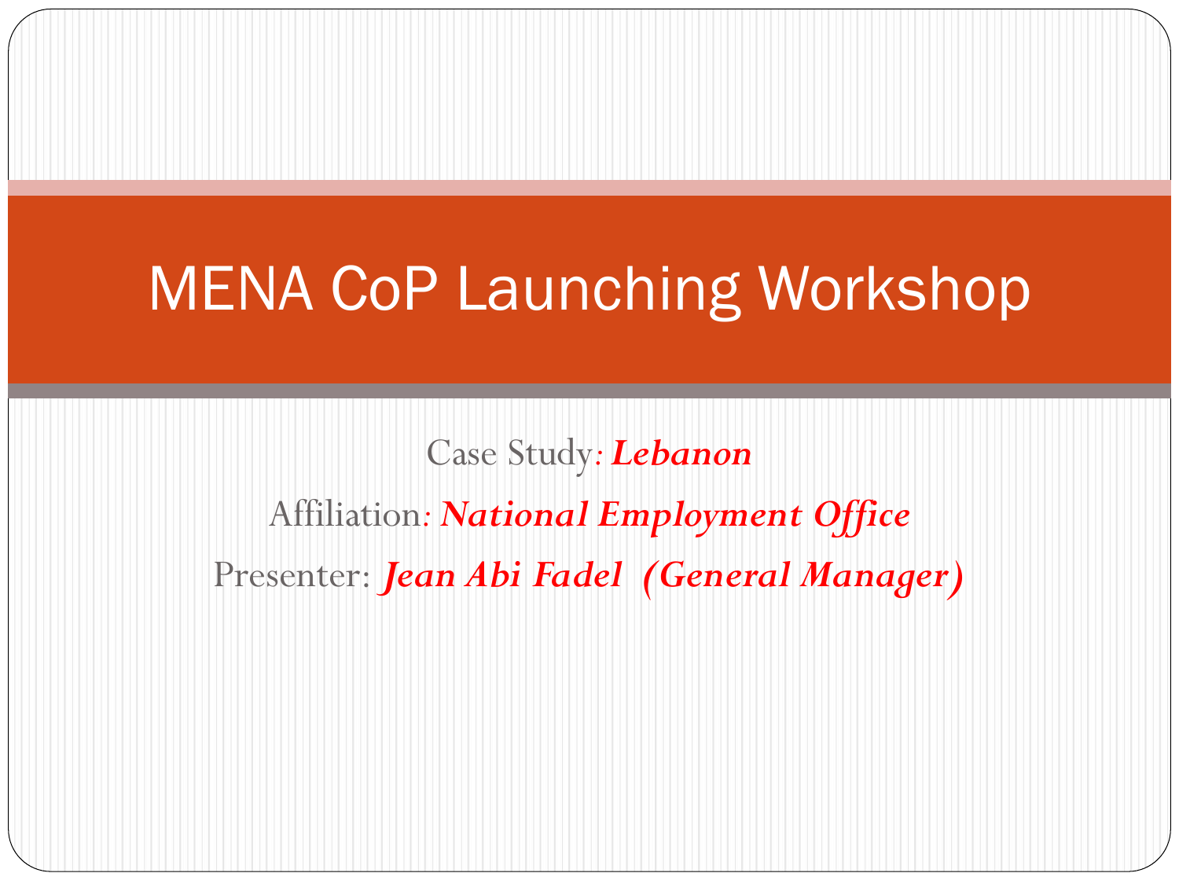# MENA CoP Launching Workshop

Case Study: ***Lebanon***

Affiliation: ***National Employment Office***

Presenter: ***Jean Abi Fadel (General Manager)***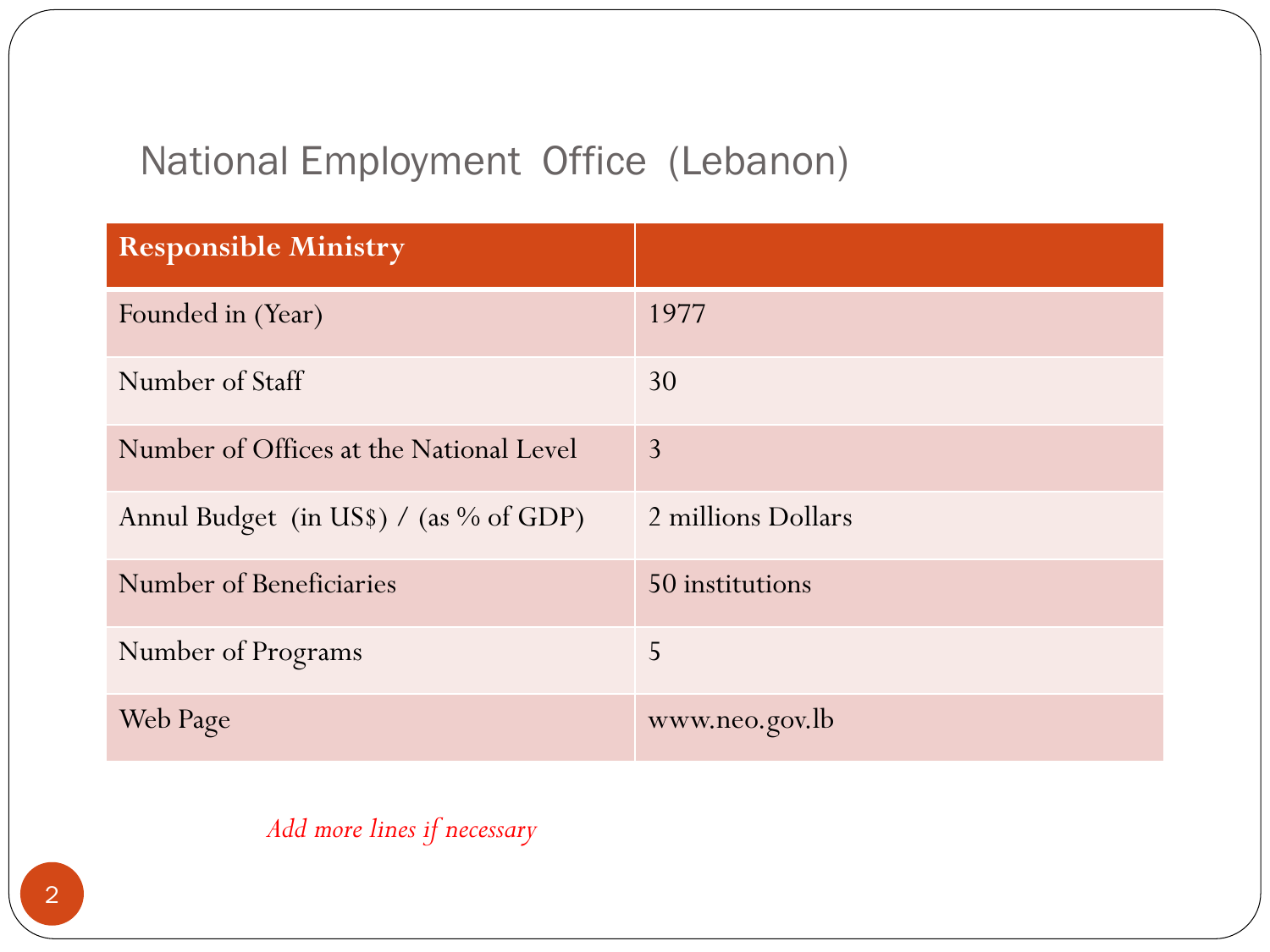# National Employment Office (Lebanon)

| Responsible Ministry | |
|---|---|
| Founded in (Year) | 1977 |
| Number of Staff | 30 |
| Number of Offices at the National Level | 3 |
| Annul Budget (in US$) / (as % of GDP) | 2 millions Dollars |
| Number of Beneficiaries | 50 institutions |
| Number of Programs | 5 |
| Web Page | www.neo.gov.lb |

*Add more lines if necessary*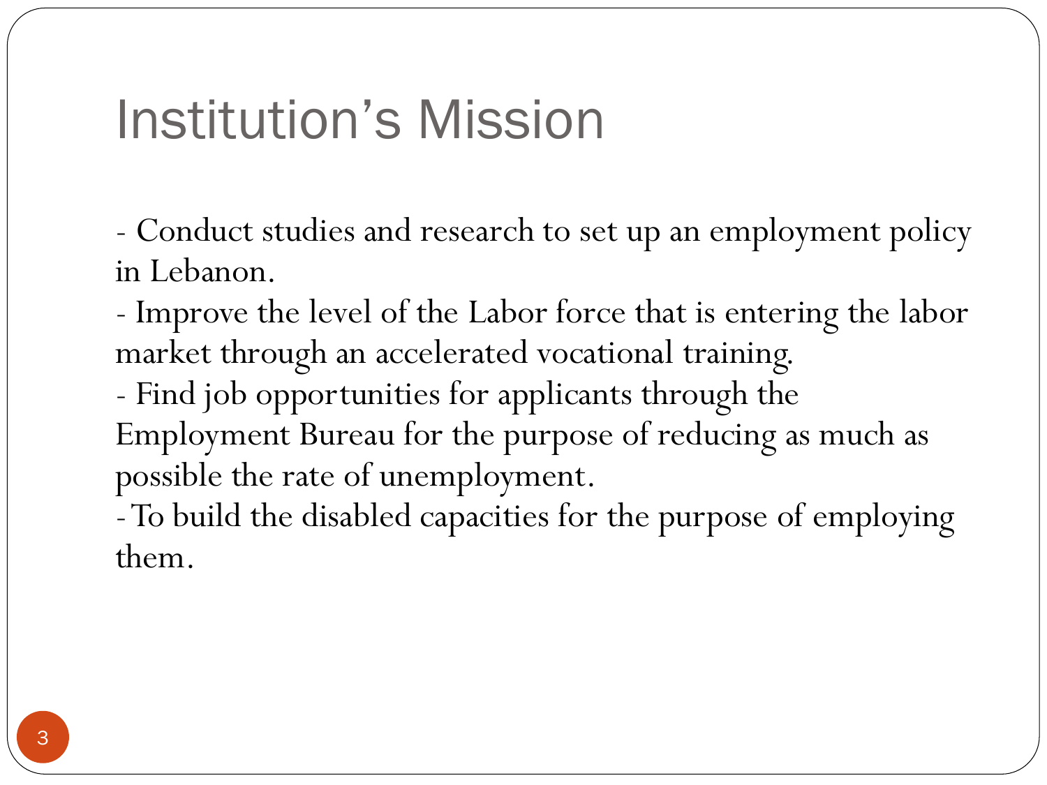# Institution's Mission

- Conduct studies and research to set up an employment policy in Lebanon.
- Improve the level of the Labor force that is entering the labor market through an accelerated vocational training.
- Find job opportunities for applicants through the Employment Bureau for the purpose of reducing as much as possible the rate of unemployment.
- To build the disabled capacities for the purpose of employing them.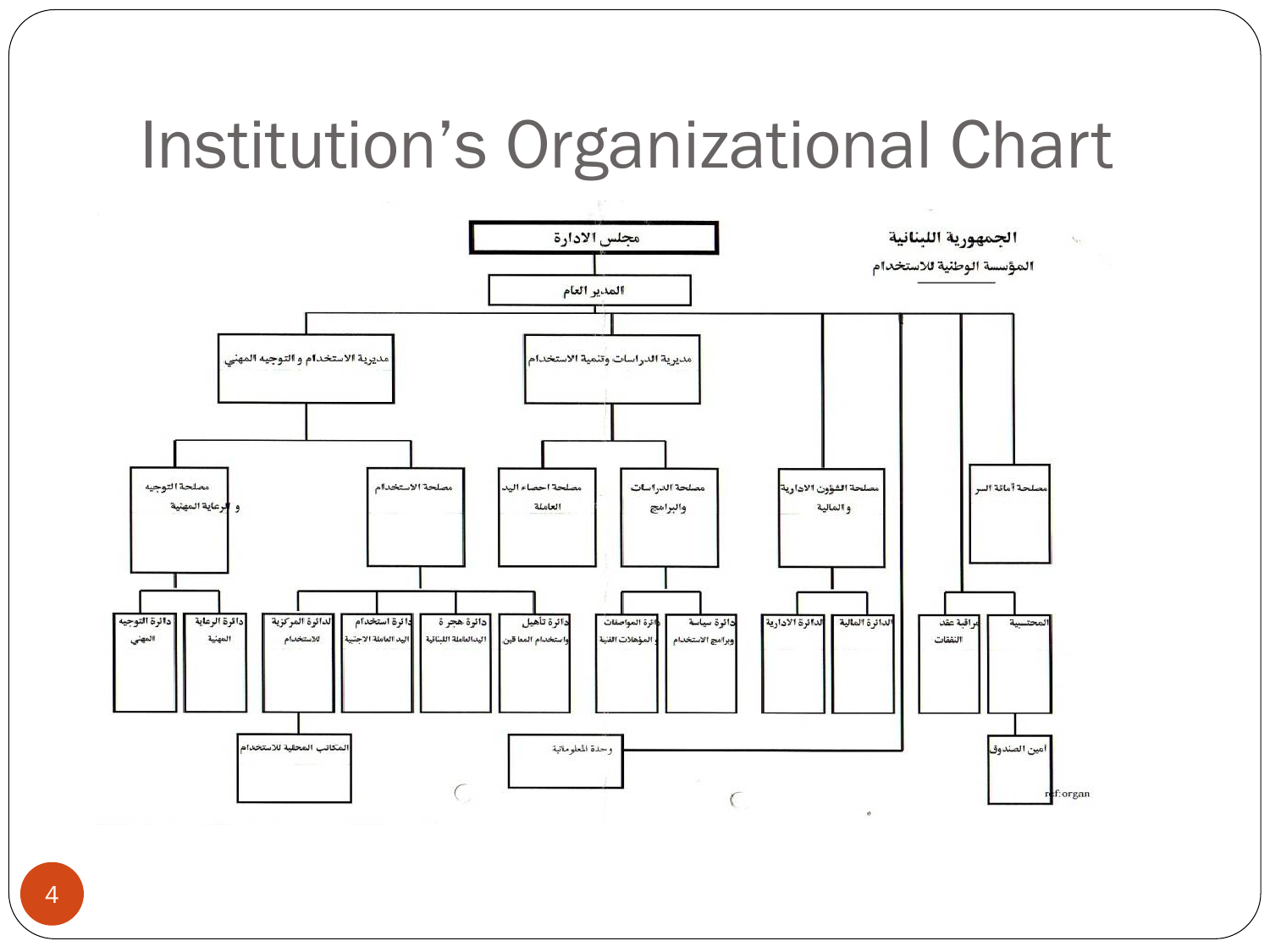# Institution's Organizational Chart

الجمهورية اللبنانية

المؤسسة الوطنية للاستخدام

- مجلس الادارة
  - المدير العام
    - مديرية الاستخدام و التوجيه المهني
      - مصلحة التوجيه و الرعاية المهنية
        - دائرة التوجيه المهني
        - دائرة الرعاية المهنية
      - مصلحة الاستخدام
        - الدائرة المركزية للاستخدام
          - المكاتب المحلية للاستخدام
        - دائرة استخدام اليد العاملة الاجنبية
        - دائرة هجرة اليدالعاملة اللبنانية
        - دائرة تأهيل واستخدام المعا قين
    - مديرية الدراسات وتنمية الاستخدام
      - مصلحة احصاء اليد العاملة
      - مصلحة الدراسات والبرامج
        - دائرة المواصفات و المؤهلات الفنية
        - دائرة سياسة وبرامج الاستخدام
    - مصلحة الشؤون الادارية و المالية
      - الدائرة الادارية
      - الدائرة المالية
    - وحدة المعلوماتية
    - مراقبة عقد النفقات
    - المحتسبية
      - أمين الصندوق
    - مصلحة أمانة السر

ref:organ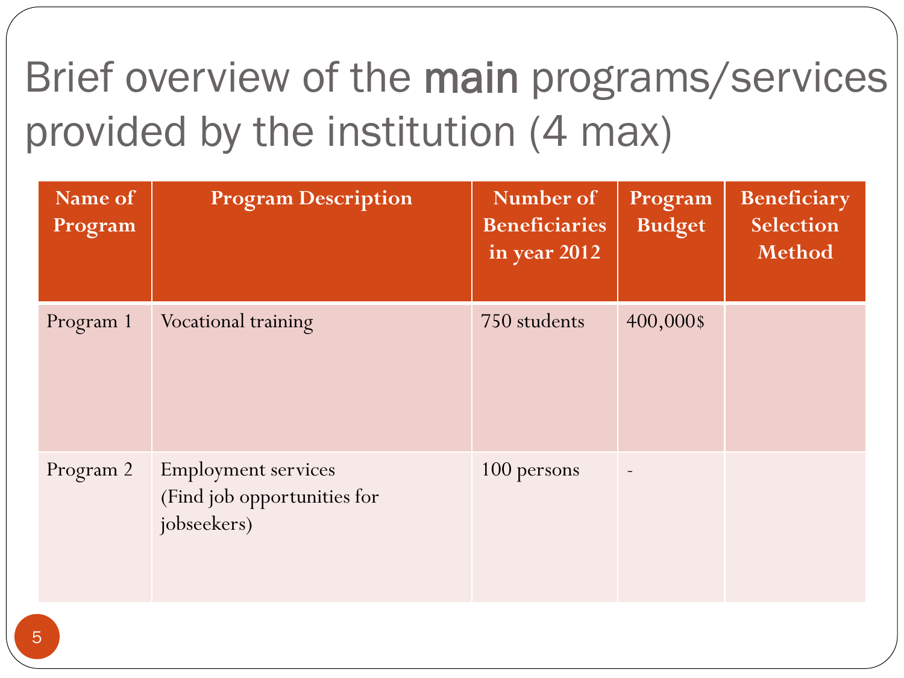# Brief overview of the **main** programs/services provided by the institution (4 max)

| Name of Program | Program Description | Number of Beneficiaries in year 2012 | Program Budget | Beneficiary Selection Method |
|---|---|---|---|---|
| Program 1 | Vocational training | 750 students | 400,000$ | |
| Program 2 | Employment services (Find job opportunities for jobseekers) | 100 persons | - | |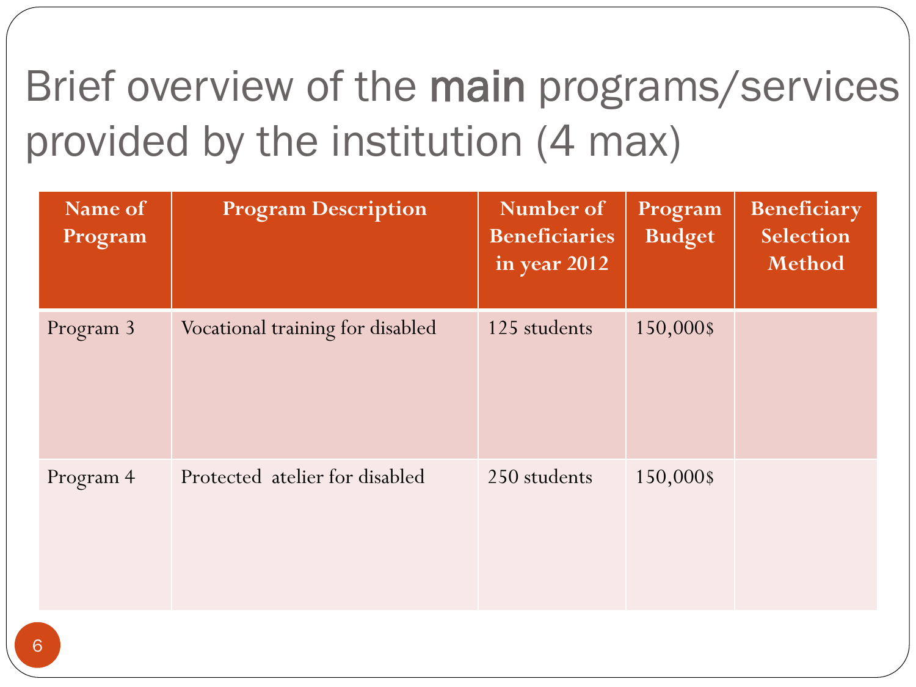# Brief overview of the **main** programs/services provided by the institution (4 max)

| Name of Program | Program Description | Number of Beneficiaries in year 2012 | Program Budget | Beneficiary Selection Method |
|---|---|---|---|---|
| Program 3 | Vocational training for disabled | 125 students | 150,000$ | |
| Program 4 | Protected atelier for disabled | 250 students | 150,000$ | |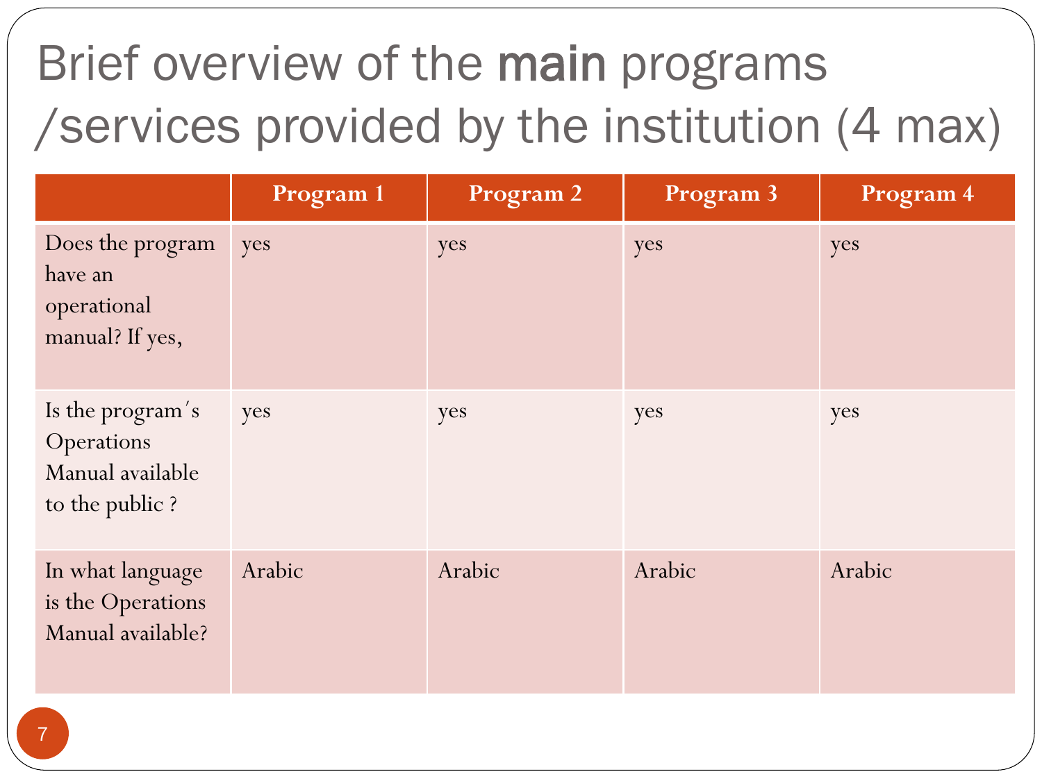# Brief overview of the main programs /services provided by the institution (4 max)

| | Program 1 | Program 2 | Program 3 | Program 4 |
|---|---|---|---|---|
| Does the program have an operational manual? If yes, | yes | yes | yes | yes |
| Is the program´s Operations Manual available to the public ? | yes | yes | yes | yes |
| In what language is the Operations Manual available? | Arabic | Arabic | Arabic | Arabic |